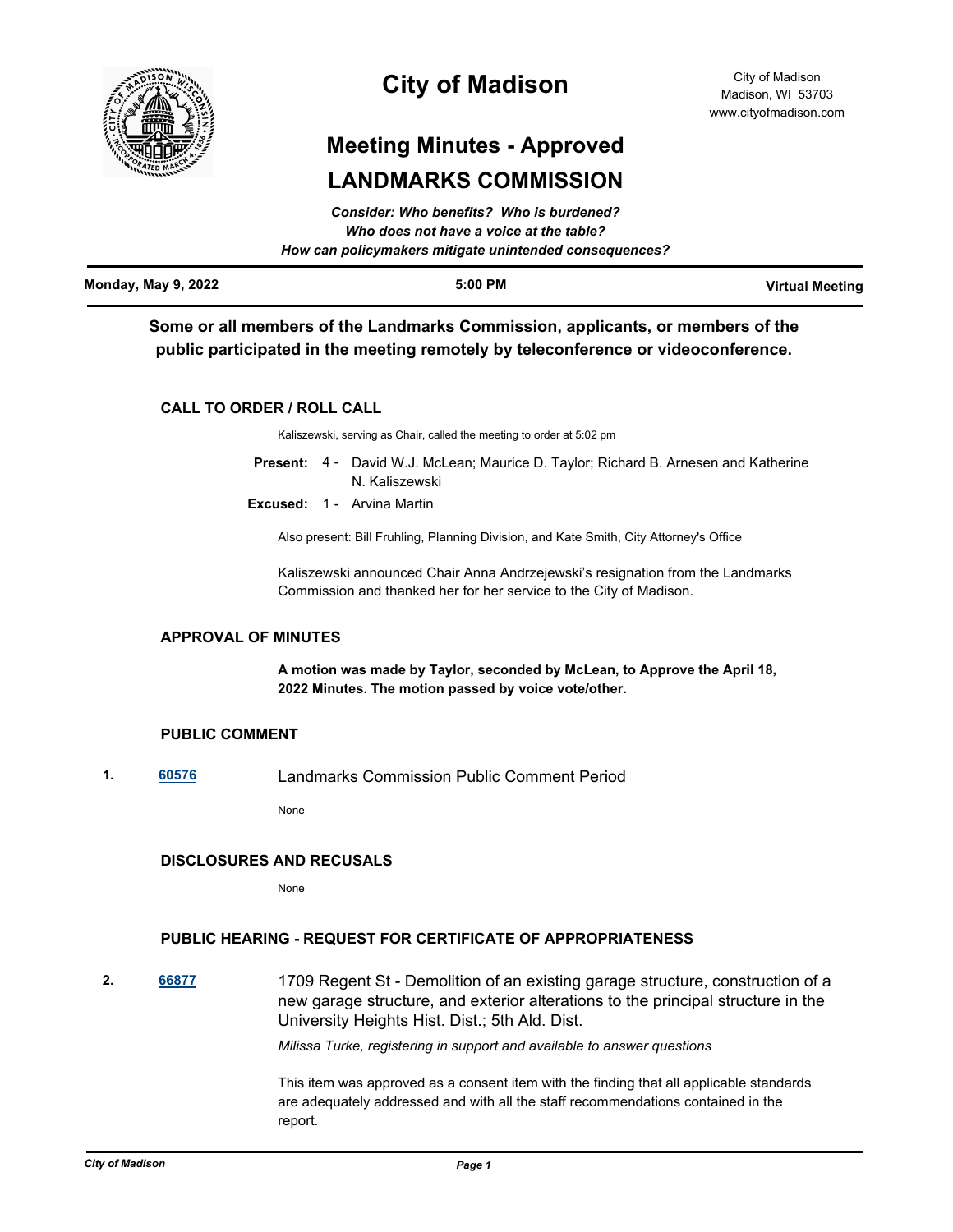# City of Madison

City of Madison
Madison, WI 53703
www.cityofmadison.com

## Meeting Minutes - Approved
## LANDMARKS COMMISSION

*Consider: Who benefits? Who is burdened?*
*Who does not have a voice at the table?*
*How can policymakers mitigate unintended consequences?*

**Monday, May 9, 2022** | **5:00 PM** | **Virtual Meeting**

**Some or all members of the Landmarks Commission, applicants, or members of the public participated in the meeting remotely by teleconference or videoconference.**

### CALL TO ORDER / ROLL CALL

Kaliszewski, serving as Chair, called the meeting to order at 5:02 pm

**Present:** 4 - David W.J. McLean; Maurice D. Taylor; Richard B. Arnesen and Katherine N. Kaliszewski

**Excused:** 1 - Arvina Martin

Also present: Bill Fruhling, Planning Division, and Kate Smith, City Attorney's Office

Kaliszewski announced Chair Anna Andrzejewski's resignation from the Landmarks Commission and thanked her for her service to the City of Madison.

### APPROVAL OF MINUTES

**A motion was made by Taylor, seconded by McLean, to Approve the April 18, 2022 Minutes. The motion passed by voice vote/other.**

### PUBLIC COMMENT

**1.** [60576] Landmarks Commission Public Comment Period

None

### DISCLOSURES AND RECUSALS

None

### PUBLIC HEARING - REQUEST FOR CERTIFICATE OF APPROPRIATENESS

**2.** [66877] 1709 Regent St - Demolition of an existing garage structure, construction of a new garage structure, and exterior alterations to the principal structure in the University Heights Hist. Dist.; 5th Ald. Dist.

*Milissa Turke, registering in support and available to answer questions*

This item was approved as a consent item with the finding that all applicable standards are adequately addressed and with all the staff recommendations contained in the report.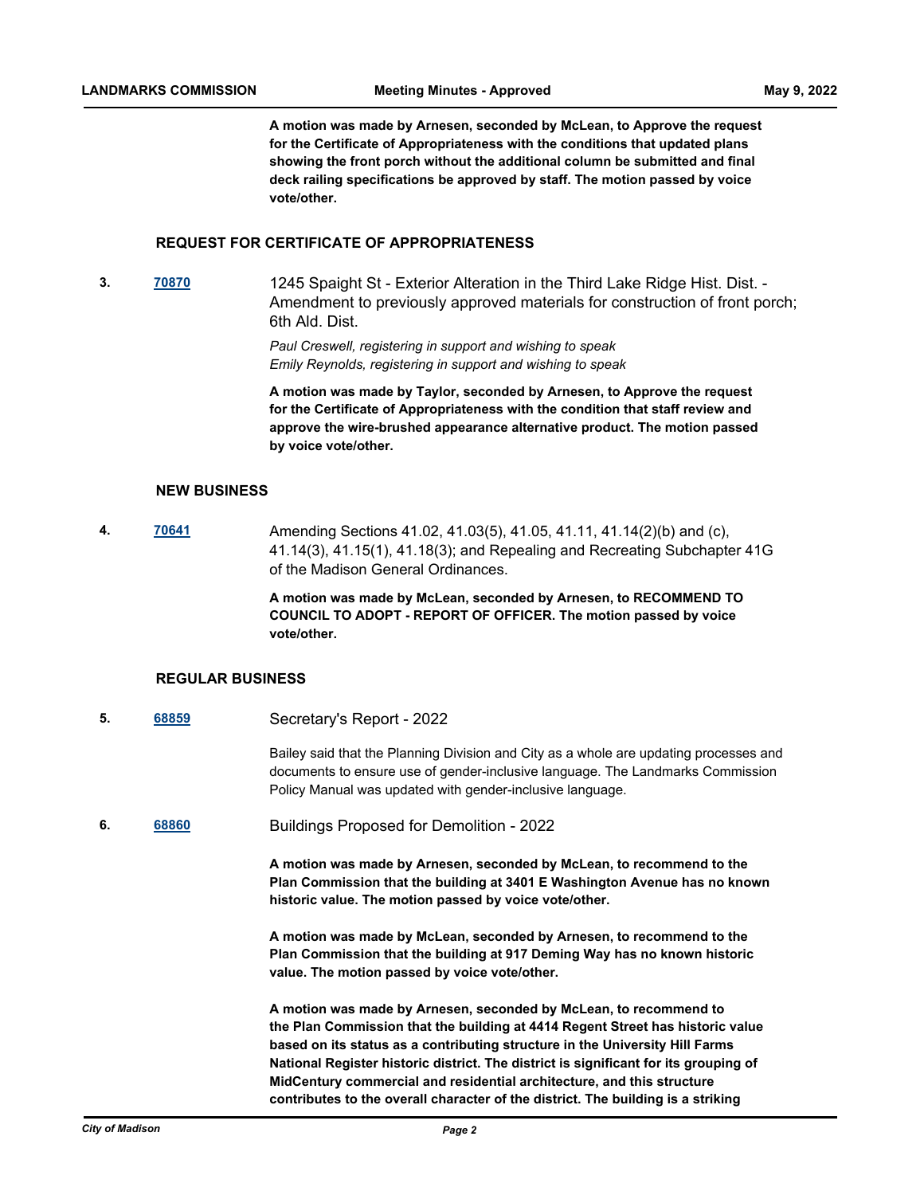**A motion was made by Arnesen, seconded by McLean, to Approve the request for the Certificate of Appropriateness with the conditions that updated plans showing the front porch without the additional column be submitted and final deck railing specifications be approved by staff. The motion passed by voice vote/other.**

## REQUEST FOR CERTIFICATE OF APPROPRIATENESS

**3.** **70870** 1245 Spaight St - Exterior Alteration in the Third Lake Ridge Hist. Dist. - Amendment to previously approved materials for construction of front porch; 6th Ald. Dist.

*Paul Creswell, registering in support and wishing to speak*
*Emily Reynolds, registering in support and wishing to speak*

**A motion was made by Taylor, seconded by Arnesen, to Approve the request for the Certificate of Appropriateness with the condition that staff review and approve the wire-brushed appearance alternative product. The motion passed by voice vote/other.**

## NEW BUSINESS

**4.** **70641** Amending Sections 41.02, 41.03(5), 41.05, 41.11, 41.14(2)(b) and (c), 41.14(3), 41.15(1), 41.18(3); and Repealing and Recreating Subchapter 41G of the Madison General Ordinances.

**A motion was made by McLean, seconded by Arnesen, to RECOMMEND TO COUNCIL TO ADOPT - REPORT OF OFFICER. The motion passed by voice vote/other.**

## REGULAR BUSINESS

**5.** **68859** Secretary's Report - 2022

Bailey said that the Planning Division and City as a whole are updating processes and documents to ensure use of gender-inclusive language. The Landmarks Commission Policy Manual was updated with gender-inclusive language.

**6.** **68860** Buildings Proposed for Demolition - 2022

**A motion was made by Arnesen, seconded by McLean, to recommend to the Plan Commission that the building at 3401 E Washington Avenue has no known historic value. The motion passed by voice vote/other.**

**A motion was made by McLean, seconded by Arnesen, to recommend to the Plan Commission that the building at 917 Deming Way has no known historic value. The motion passed by voice vote/other.**

**A motion was made by Arnesen, seconded by McLean, to recommend to the Plan Commission that the building at 4414 Regent Street has historic value based on its status as a contributing structure in the University Hill Farms National Register historic district. The district is significant for its grouping of MidCentury commercial and residential architecture, and this structure contributes to the overall character of the district. The building is a striking**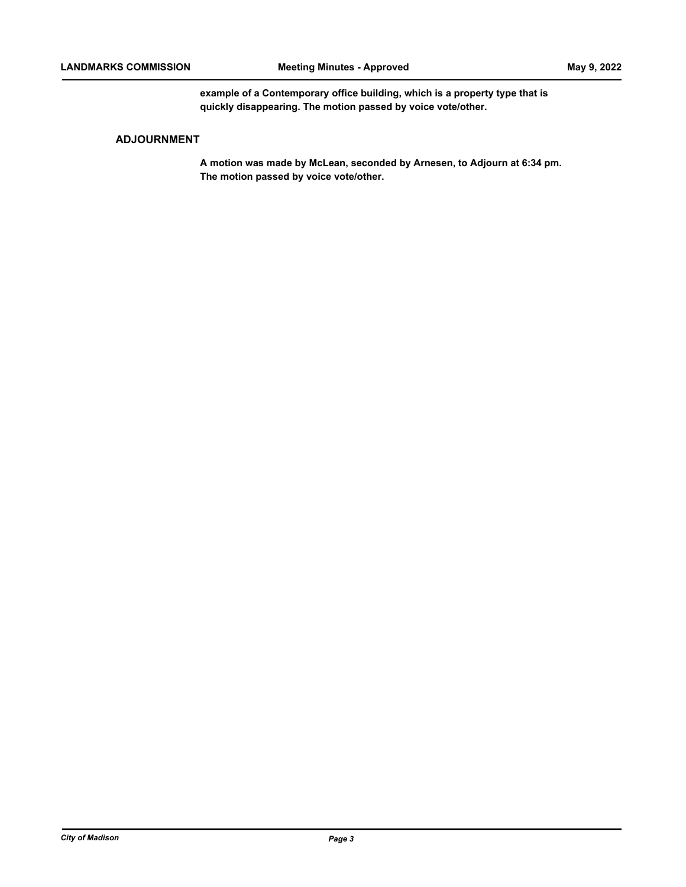**example of a Contemporary office building, which is a property type that is quickly disappearing. The motion passed by voice vote/other.**

## ADJOURNMENT

**A motion was made by McLean, seconded by Arnesen, to Adjourn at 6:34 pm. The motion passed by voice vote/other.**